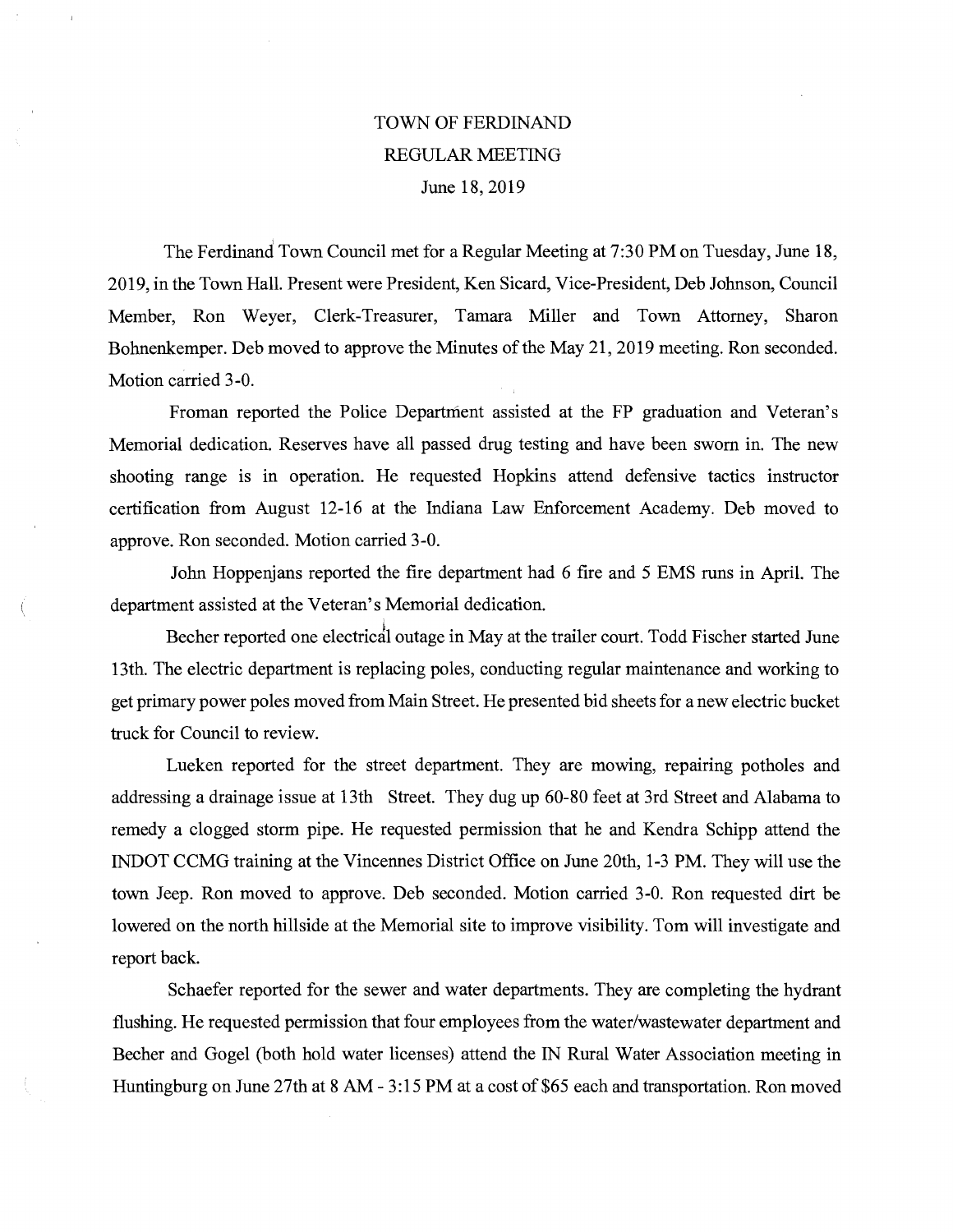# TOWN OF FERDINAND
## REGULAR MEETING
### June 18, 2019

The Ferdinand Town Council met for a Regular Meeting at 7:30 PM on Tuesday, June 18, 2019, in the Town Hall. Present were President, Ken Sicard, Vice-President, Deb Johnson, Council Member, Ron Weyer, Clerk-Treasurer, Tamara Miller and Town Attorney, Sharon Bohnenkemper. Deb moved to approve the Minutes of the May 21, 2019 meeting. Ron seconded. Motion carried 3-0.

Froman reported the Police Department assisted at the FP graduation and Veteran's Memorial dedication. Reserves have all passed drug testing and have been sworn in. The new shooting range is in operation. He requested Hopkins attend defensive tactics instructor certification from August 12-16 at the Indiana Law Enforcement Academy. Deb moved to approve. Ron seconded. Motion carried 3-0.

John Hoppenjans reported the fire department had 6 fire and 5 EMS runs in April. The department assisted at the Veteran's Memorial dedication.

Becher reported one electrical outage in May at the trailer court. Todd Fischer started June 13th. The electric department is replacing poles, conducting regular maintenance and working to get primary power poles moved from Main Street. He presented bid sheets for a new electric bucket truck for Council to review.

Lueken reported for the street department. They are mowing, repairing potholes and addressing a drainage issue at 13th Street. They dug up 60-80 feet at 3rd Street and Alabama to remedy a clogged storm pipe. He requested permission that he and Kendra Schipp attend the INDOT CCMG training at the Vincennes District Office on June 20th, 1-3 PM. They will use the town Jeep. Ron moved to approve. Deb seconded. Motion carried 3-0. Ron requested dirt be lowered on the north hillside at the Memorial site to improve visibility. Tom will investigate and report back.

Schaefer reported for the sewer and water departments. They are completing the hydrant flushing. He requested permission that four employees from the water/wastewater department and Becher and Gogel (both hold water licenses) attend the IN Rural Water Association meeting in Huntingburg on June 27th at 8 AM - 3:15 PM at a cost of $65 each and transportation. Ron moved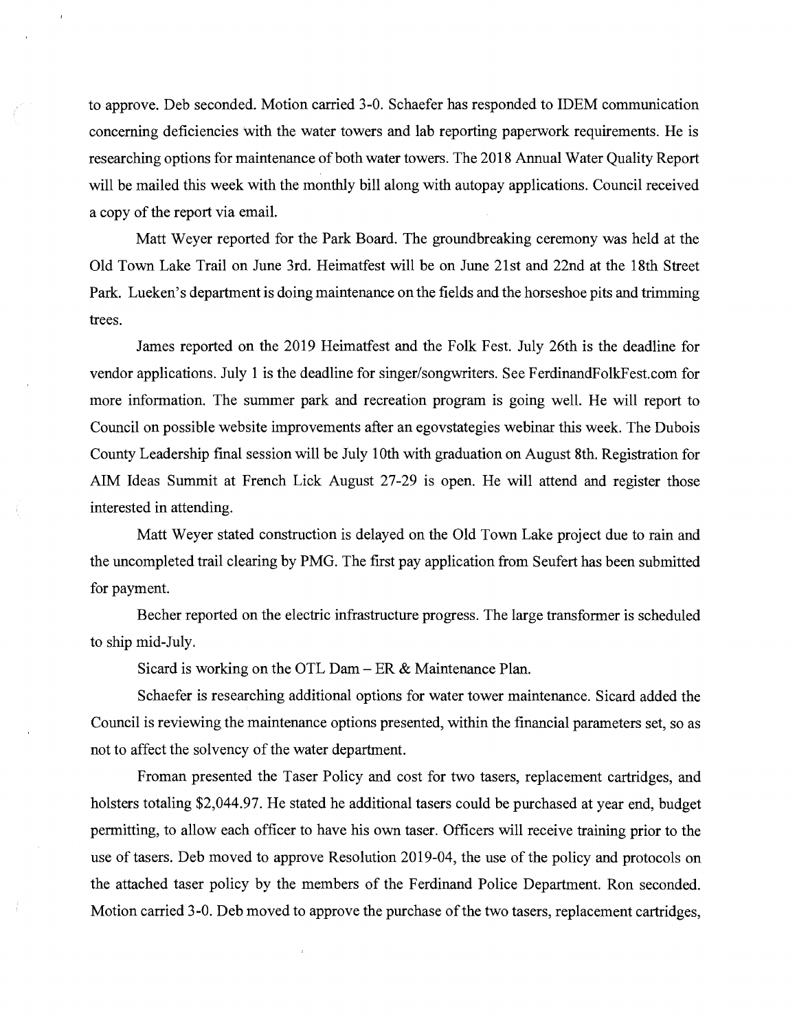to approve. Deb seconded. Motion carried 3-0. Schaefer has responded to IDEM communication concerning deficiencies with the water towers and lab reporting paperwork requirements. He is researching options for maintenance of both water towers. The 2018 Annual Water Quality Report will be mailed this week with the monthly bill along with autopay applications. Council received a copy of the report via email.

Matt Weyer reported for the Park Board. The groundbreaking ceremony was held at the Old Town Lake Trail on June 3rd. Heimatfest will be on June 21st and 22nd at the 18th Street Park. Lueken's department is doing maintenance on the fields and the horseshoe pits and trimming trees.

James reported on the 2019 Heimatfest and the Folk Fest. July 26th is the deadline for vendor applications. July 1 is the deadline for singer/songwriters. See FerdinandFolkFest.com for more information. The summer park and recreation program is going well. He will report to Council on possible website improvements after an egovstategies webinar this week. The Dubois County Leadership final session will be July 10th with graduation on August 8th. Registration for AIM Ideas Summit at French Lick August 27-29 is open. He will attend and register those interested in attending.

Matt Weyer stated construction is delayed on the Old Town Lake project due to rain and the uncompleted trail clearing by PMG. The first pay application from Seufert has been submitted for payment.

Becher reported on the electric infrastructure progress. The large transformer is scheduled to ship mid-July.

Sicard is working on the OTL Dam – ER & Maintenance Plan.

Schaefer is researching additional options for water tower maintenance. Sicard added the Council is reviewing the maintenance options presented, within the financial parameters set, so as not to affect the solvency of the water department.

Froman presented the Taser Policy and cost for two tasers, replacement cartridges, and holsters totaling $2,044.97. He stated he additional tasers could be purchased at year end, budget permitting, to allow each officer to have his own taser. Officers will receive training prior to the use of tasers. Deb moved to approve Resolution 2019-04, the use of the policy and protocols on the attached taser policy by the members of the Ferdinand Police Department. Ron seconded. Motion carried 3-0. Deb moved to approve the purchase of the two tasers, replacement cartridges,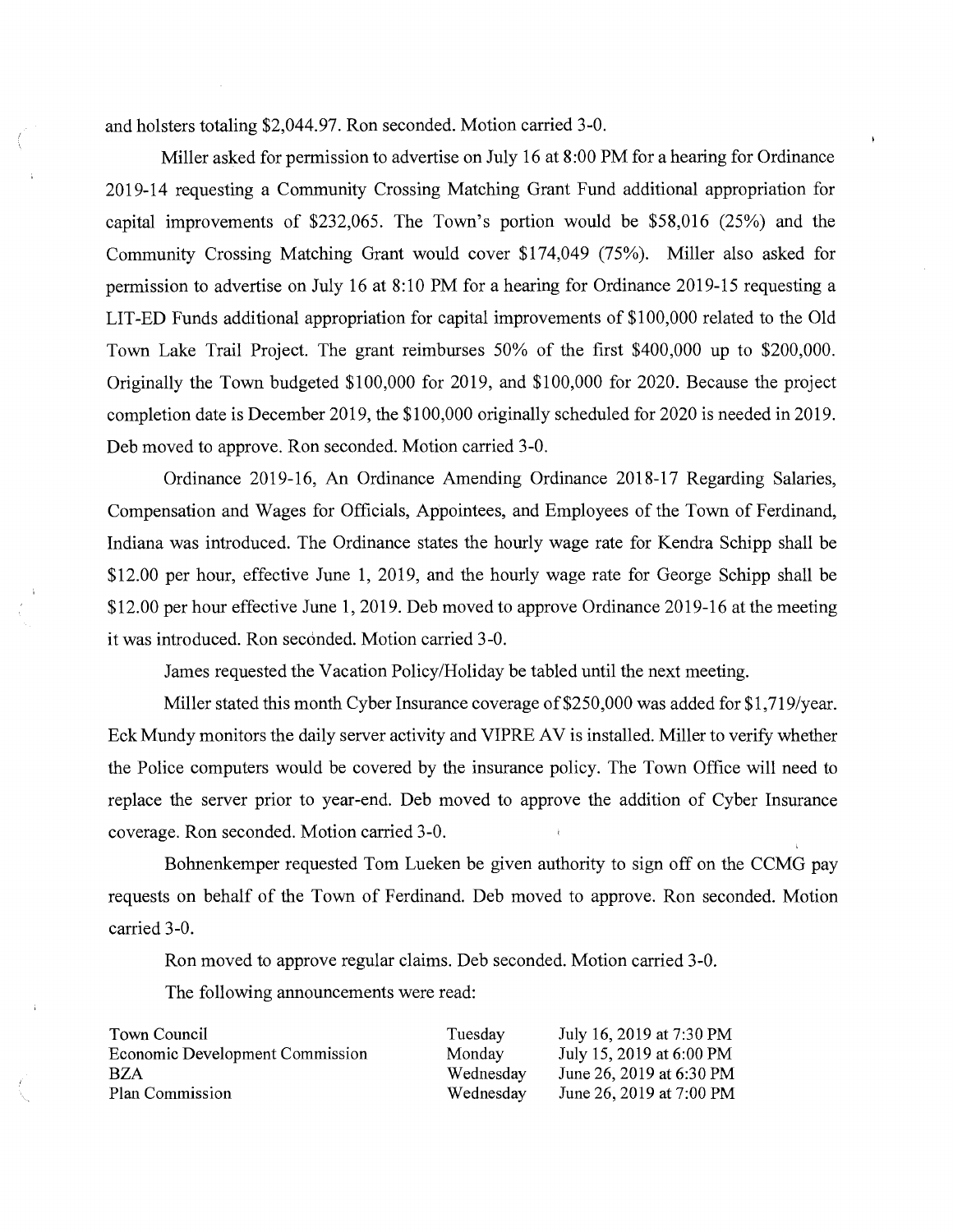and holsters totaling $2,044.97. Ron seconded. Motion carried 3-0.

Miller asked for permission to advertise on July 16 at 8:00 PM for a hearing for Ordinance 2019-14 requesting a Community Crossing Matching Grant Fund additional appropriation for capital improvements of $232,065. The Town's portion would be $58,016 (25%) and the Community Crossing Matching Grant would cover $174,049 (75%). Miller also asked for permission to advertise on July 16 at 8:10 PM for a hearing for Ordinance 2019-15 requesting a LIT-ED Funds additional appropriation for capital improvements of $100,000 related to the Old Town Lake Trail Project. The grant reimburses 50% of the first $400,000 up to $200,000. Originally the Town budgeted $100,000 for 2019, and $100,000 for 2020. Because the project completion date is December 2019, the $100,000 originally scheduled for 2020 is needed in 2019. Deb moved to approve. Ron seconded. Motion carried 3-0.

Ordinance 2019-16, An Ordinance Amending Ordinance 2018-17 Regarding Salaries, Compensation and Wages for Officials, Appointees, and Employees of the Town of Ferdinand, Indiana was introduced. The Ordinance states the hourly wage rate for Kendra Schipp shall be $12.00 per hour, effective June 1, 2019, and the hourly wage rate for George Schipp shall be $12.00 per hour effective June 1, 2019. Deb moved to approve Ordinance 2019-16 at the meeting it was introduced. Ron seconded. Motion carried 3-0.

James requested the Vacation Policy/Holiday be tabled until the next meeting.

Miller stated this month Cyber Insurance coverage of $250,000 was added for $1,719/year. Eck Mundy monitors the daily server activity and VIPRE AV is installed. Miller to verify whether the Police computers would be covered by the insurance policy. The Town Office will need to replace the server prior to year-end. Deb moved to approve the addition of Cyber Insurance coverage. Ron seconded. Motion carried 3-0.

Bohnenkemper requested Tom Lueken be given authority to sign off on the CCMG pay requests on behalf of the Town of Ferdinand. Deb moved to approve. Ron seconded. Motion carried 3-0.

Ron moved to approve regular claims. Deb seconded. Motion carried 3-0.

The following announcements were read:

| | | |
|---|---|---|
| Town Council | Tuesday | July 16, 2019 at 7:30 PM |
| Economic Development Commission | Monday | July 15, 2019 at 6:00 PM |
| BZA | Wednesday | June 26, 2019 at 6:30 PM |
| Plan Commission | Wednesday | June 26, 2019 at 7:00 PM |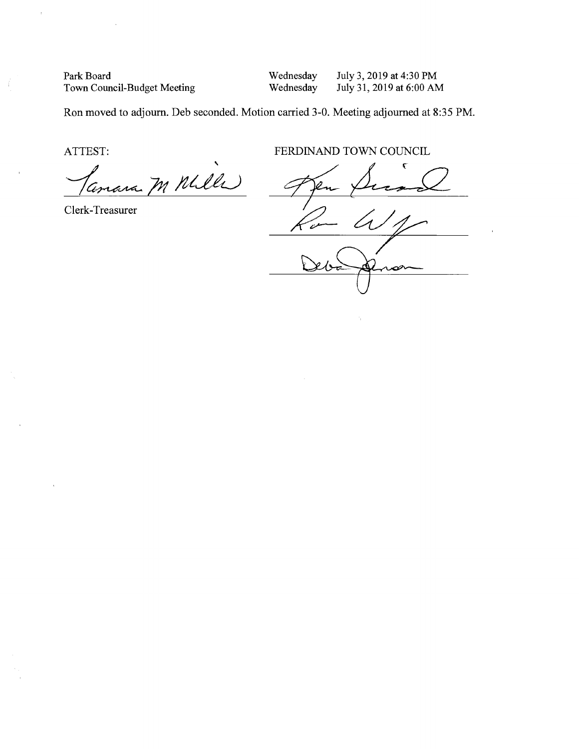| | | |
|---|---|---|
| Park Board | Wednesday | July 3, 2019 at 4:30 PM |
| Town Council-Budget Meeting | Wednesday | July 31, 2019 at 6:00 AM |

Ron moved to adjourn. Deb seconded. Motion carried 3-0. Meeting adjourned at 8:35 PM.

ATTEST:

Tamara M Miller

Clerk-Treasurer

FERDINAND TOWN COUNCIL

Ken Sicard

Ron W

Debra Jensen